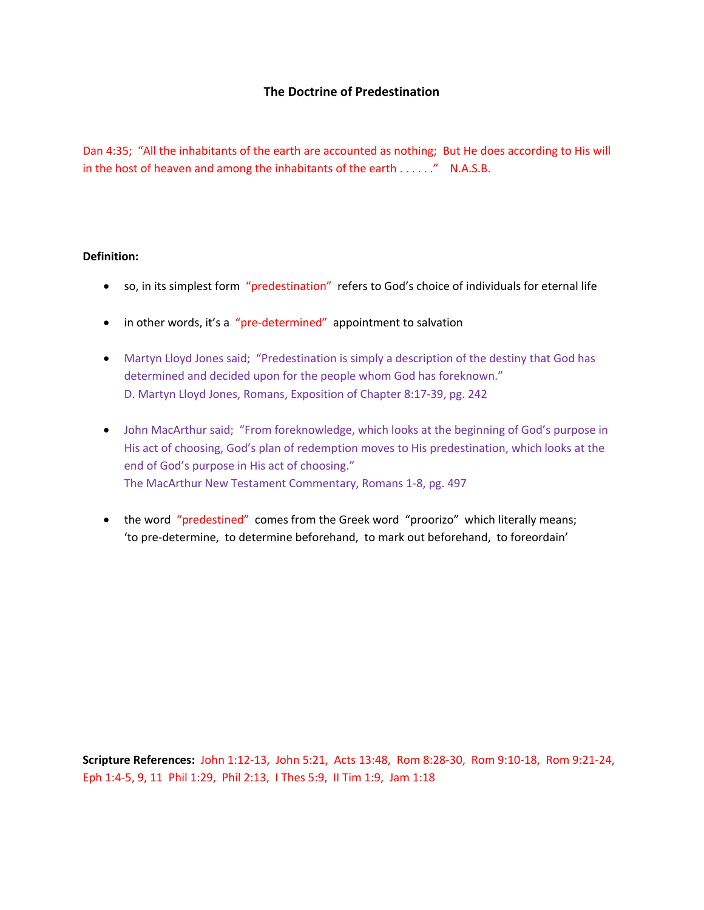# The Doctrine of Predestination

Dan 4:35; "All the inhabitants of the earth are accounted as nothing; But He does according to His will in the host of heaven and among the inhabitants of the earth . . . . . ." N.A.S.B.

**Definition:**

- so, in its simplest form "predestination" refers to God's choice of individuals for eternal life
- in other words, it's a "pre-determined" appointment to salvation
- Martyn Lloyd Jones said; "Predestination is simply a description of the destiny that God has determined and decided upon for the people whom God has foreknown."
  D. Martyn Lloyd Jones, Romans, Exposition of Chapter 8:17-39, pg. 242
- John MacArthur said; "From foreknowledge, which looks at the beginning of God's purpose in His act of choosing, God's plan of redemption moves to His predestination, which looks at the end of God's purpose in His act of choosing."
  The MacArthur New Testament Commentary, Romans 1-8, pg. 497
- the word "predestined" comes from the Greek word "proorizo" which literally means; 'to pre-determine, to determine beforehand, to mark out beforehand, to foreordain'

**Scripture References:** John 1:12-13, John 5:21, Acts 13:48, Rom 8:28-30, Rom 9:10-18, Rom 9:21-24, Eph 1:4-5, 9, 11 Phil 1:29, Phil 2:13, I Thes 5:9, II Tim 1:9, Jam 1:18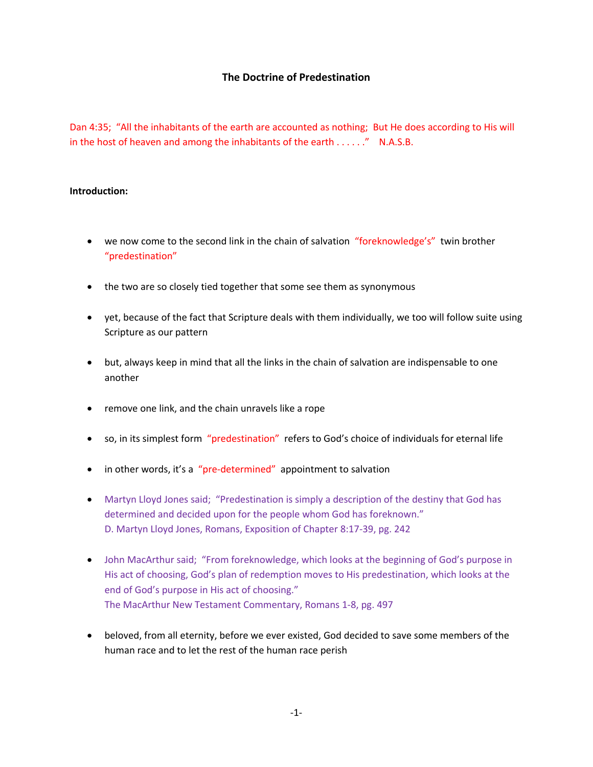**The Doctrine of Predestination**

Dan 4:35; "All the inhabitants of the earth are accounted as nothing; But He does according to His will in the host of heaven and among the inhabitants of the earth . . . . . ." N.A.S.B.

**Introduction:**

- we now come to the second link in the chain of salvation "foreknowledge's" twin brother "predestination"
- the two are so closely tied together that some see them as synonymous
- yet, because of the fact that Scripture deals with them individually, we too will follow suite using Scripture as our pattern
- but, always keep in mind that all the links in the chain of salvation are indispensable to one another
- remove one link, and the chain unravels like a rope
- so, in its simplest form "predestination" refers to God's choice of individuals for eternal life
- in other words, it's a "pre-determined" appointment to salvation
- Martyn Lloyd Jones said; "Predestination is simply a description of the destiny that God has determined and decided upon for the people whom God has foreknown."
  D. Martyn Lloyd Jones, Romans, Exposition of Chapter 8:17-39, pg. 242
- John MacArthur said; "From foreknowledge, which looks at the beginning of God's purpose in His act of choosing, God's plan of redemption moves to His predestination, which looks at the end of God's purpose in His act of choosing."
  The MacArthur New Testament Commentary, Romans 1-8, pg. 497
- beloved, from all eternity, before we ever existed, God decided to save some members of the human race and to let the rest of the human race perish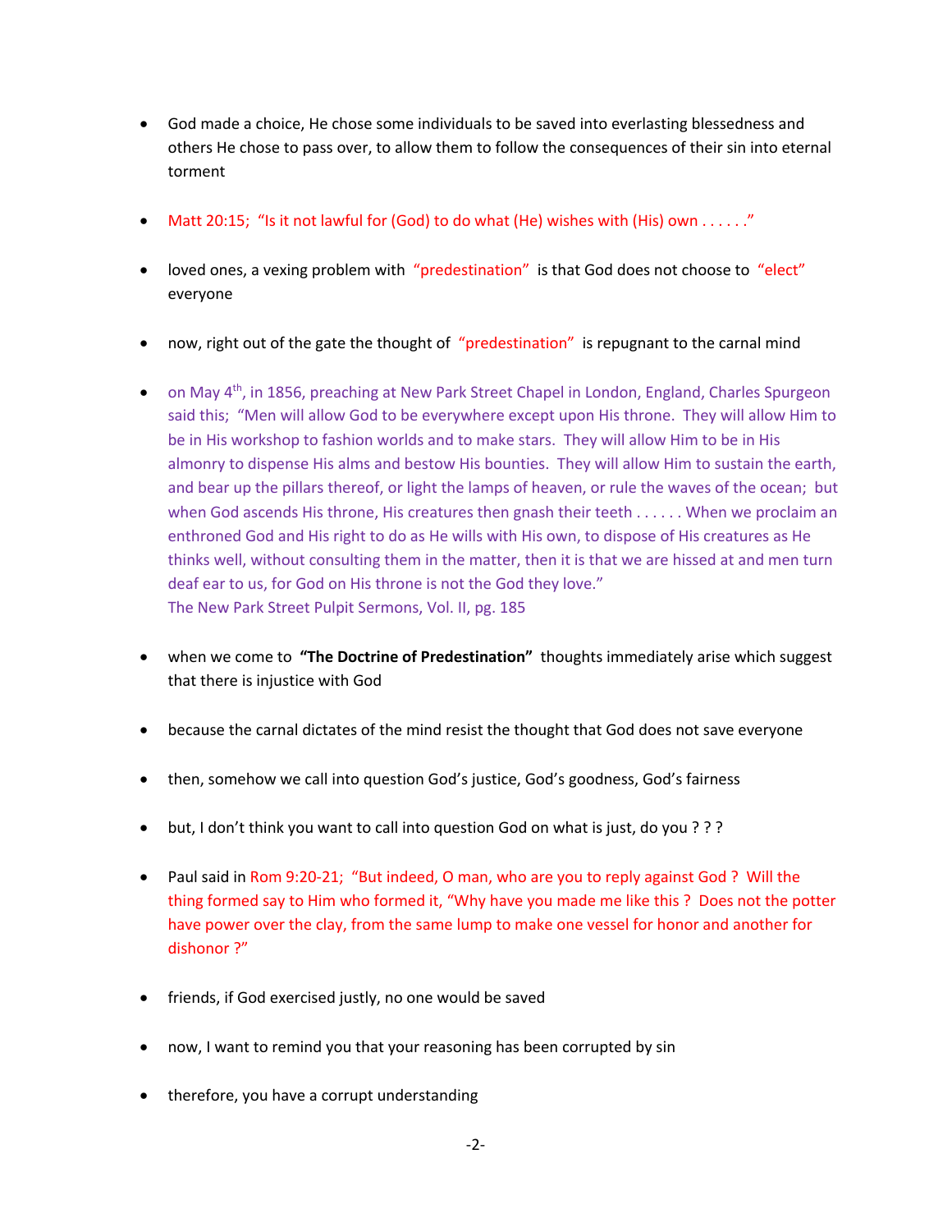- God made a choice, He chose some individuals to be saved into everlasting blessedness and others He chose to pass over, to allow them to follow the consequences of their sin into eternal torment

- Matt 20:15; "Is it not lawful for (God) to do what (He) wishes with (His) own . . . . . ."

- loved ones, a vexing problem with "predestination" is that God does not choose to "elect" everyone

- now, right out of the gate the thought of "predestination" is repugnant to the carnal mind

- on May 4th, in 1856, preaching at New Park Street Chapel in London, England, Charles Spurgeon said this; "Men will allow God to be everywhere except upon His throne. They will allow Him to be in His workshop to fashion worlds and to make stars. They will allow Him to be in His almonry to dispense His alms and bestow His bounties. They will allow Him to sustain the earth, and bear up the pillars thereof, or light the lamps of heaven, or rule the waves of the ocean; but when God ascends His throne, His creatures then gnash their teeth . . . . . . When we proclaim an enthroned God and His right to do as He wills with His own, to dispose of His creatures as He thinks well, without consulting them in the matter, then it is that we are hissed at and men turn deaf ear to us, for God on His throne is not the God they love."
  The New Park Street Pulpit Sermons, Vol. II, pg. 185

- when we come to **"The Doctrine of Predestination"** thoughts immediately arise which suggest that there is injustice with God

- because the carnal dictates of the mind resist the thought that God does not save everyone

- then, somehow we call into question God's justice, God's goodness, God's fairness

- but, I don't think you want to call into question God on what is just, do you ? ? ?

- Paul said in Rom 9:20-21; "But indeed, O man, who are you to reply against God ? Will the thing formed say to Him who formed it, "Why have you made me like this ? Does not the potter have power over the clay, from the same lump to make one vessel for honor and another for dishonor ?"

- friends, if God exercised justly, no one would be saved

- now, I want to remind you that your reasoning has been corrupted by sin

- therefore, you have a corrupt understanding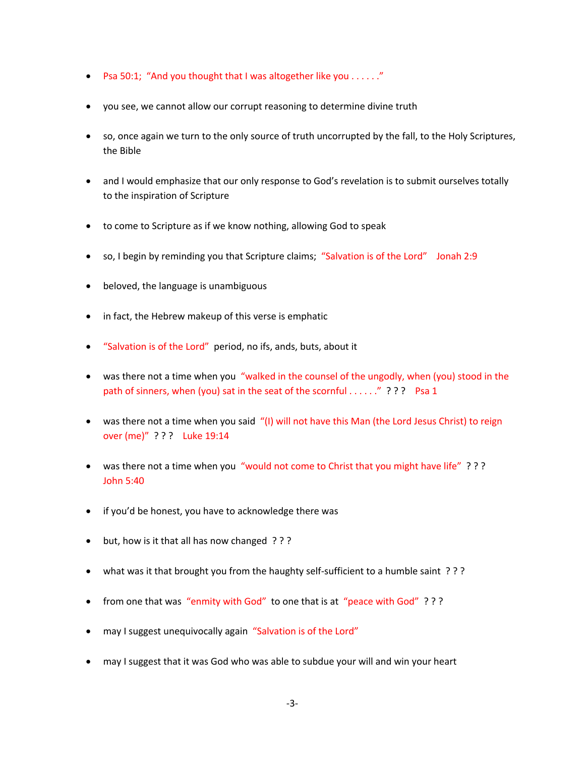- Psa 50:1; "And you thought that I was altogether like you . . . . . ."
- you see, we cannot allow our corrupt reasoning to determine divine truth
- so, once again we turn to the only source of truth uncorrupted by the fall, to the Holy Scriptures, the Bible
- and I would emphasize that our only response to God's revelation is to submit ourselves totally to the inspiration of Scripture
- to come to Scripture as if we know nothing, allowing God to speak
- so, I begin by reminding you that Scripture claims; "Salvation is of the Lord" Jonah 2:9
- beloved, the language is unambiguous
- in fact, the Hebrew makeup of this verse is emphatic
- "Salvation is of the Lord" period, no ifs, ands, buts, about it
- was there not a time when you "walked in the counsel of the ungodly, when (you) stood in the path of sinners, when (you) sat in the seat of the scornful . . . . . ." ? ? ? Psa 1
- was there not a time when you said "(I) will not have this Man (the Lord Jesus Christ) to reign over (me)" ? ? ? Luke 19:14
- was there not a time when you "would not come to Christ that you might have life" ? ? ? John 5:40
- if you'd be honest, you have to acknowledge there was
- but, how is it that all has now changed ? ? ?
- what was it that brought you from the haughty self-sufficient to a humble saint ? ? ?
- from one that was "enmity with God" to one that is at "peace with God" ? ? ?
- may I suggest unequivocally again "Salvation is of the Lord"
- may I suggest that it was God who was able to subdue your will and win your heart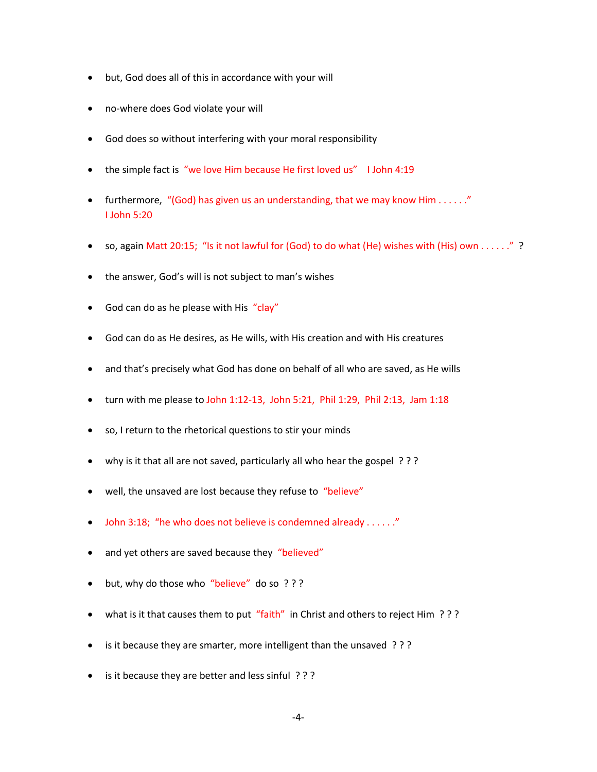- but, God does all of this in accordance with your will
- no-where does God violate your will
- God does so without interfering with your moral responsibility
- the simple fact is "we love Him because He first loved us" I John 4:19
- furthermore, "(God) has given us an understanding, that we may know Him . . . . . ." I John 5:20
- so, again Matt 20:15; "Is it not lawful for (God) to do what (He) wishes with (His) own . . . . . ." ?
- the answer, God's will is not subject to man's wishes
- God can do as he please with His "clay"
- God can do as He desires, as He wills, with His creation and with His creatures
- and that's precisely what God has done on behalf of all who are saved, as He wills
- turn with me please to John 1:12-13, John 5:21, Phil 1:29, Phil 2:13, Jam 1:18
- so, I return to the rhetorical questions to stir your minds
- why is it that all are not saved, particularly all who hear the gospel ? ? ?
- well, the unsaved are lost because they refuse to "believe"
- John 3:18; "he who does not believe is condemned already . . . . . ."
- and yet others are saved because they "believed"
- but, why do those who "believe" do so ? ? ?
- what is it that causes them to put "faith" in Christ and others to reject Him ? ? ?
- is it because they are smarter, more intelligent than the unsaved ? ? ?
- is it because they are better and less sinful ? ? ?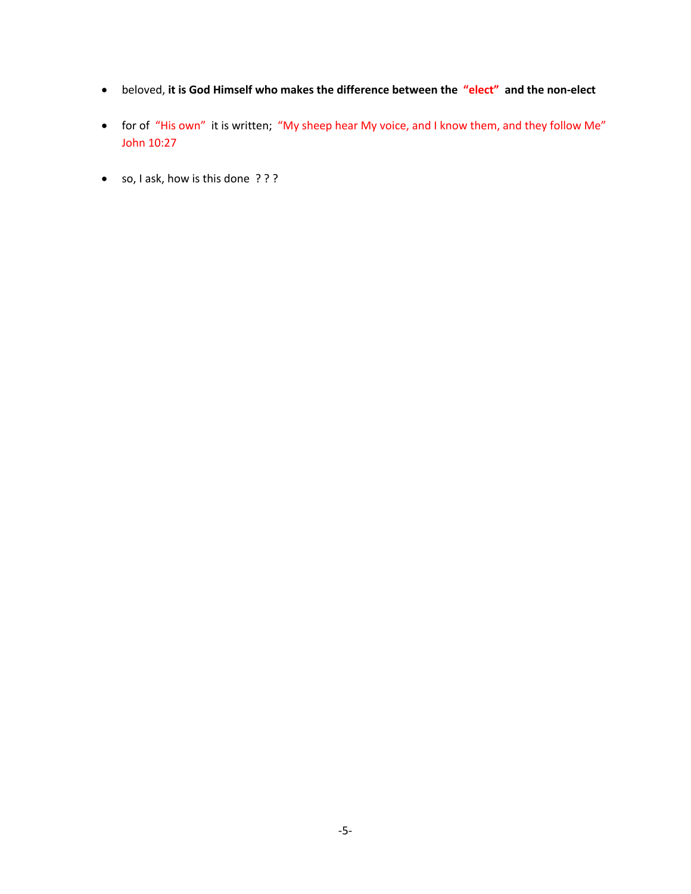- beloved, **it is God Himself who makes the difference between the "elect" and the non-elect**

- for of "His own" it is written; "My sheep hear My voice, and I know them, and they follow Me" John 10:27

- so, I ask, how is this done ? ? ?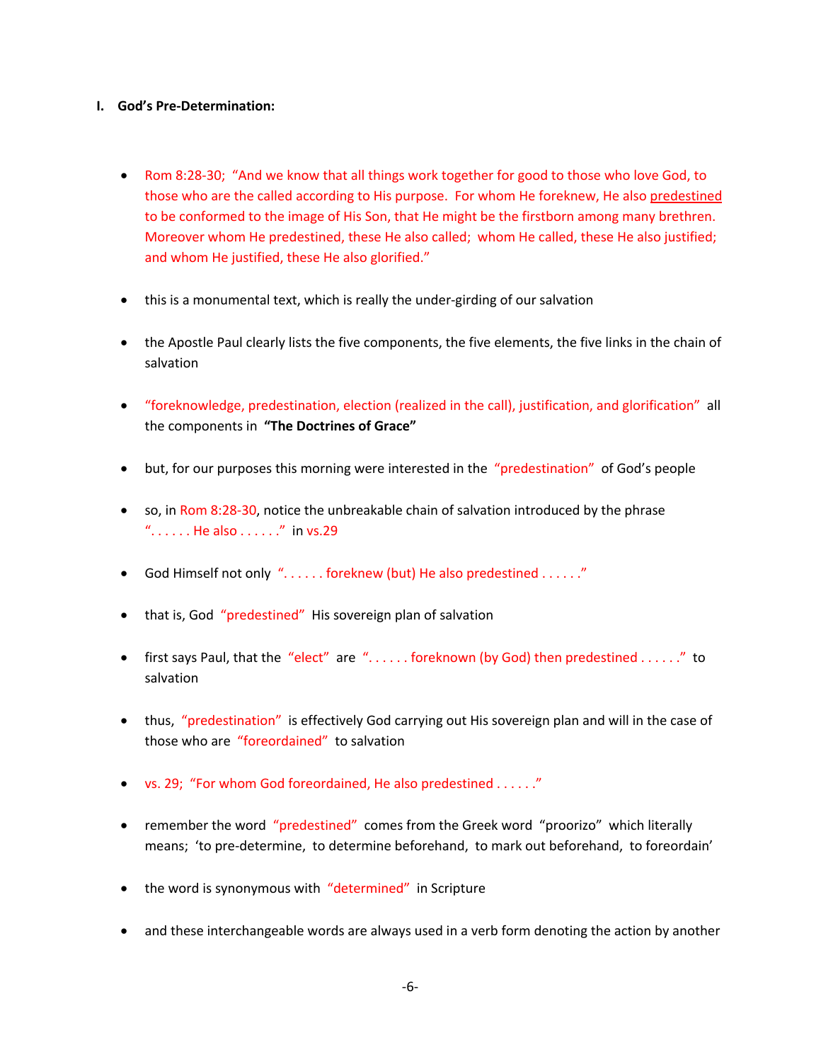## I. God's Pre-Determination:

- Rom 8:28-30; "And we know that all things work together for good to those who love God, to those who are the called according to His purpose. For whom He foreknew, He also predestined to be conformed to the image of His Son, that He might be the firstborn among many brethren. Moreover whom He predestined, these He also called; whom He called, these He also justified; and whom He justified, these He also glorified."

- this is a monumental text, which is really the under-girding of our salvation

- the Apostle Paul clearly lists the five components, the five elements, the five links in the chain of salvation

- "foreknowledge, predestination, election (realized in the call), justification, and glorification" all the components in **"The Doctrines of Grace"**

- but, for our purposes this morning were interested in the "predestination" of God's people

- so, in Rom 8:28-30, notice the unbreakable chain of salvation introduced by the phrase ". . . . . . He also . . . . . ." in vs.29

- God Himself not only ". . . . . . foreknew (but) He also predestined . . . . . ."

- that is, God "predestined" His sovereign plan of salvation

- first says Paul, that the "elect" are ". . . . . . foreknown (by God) then predestined . . . . . ." to salvation

- thus, "predestination" is effectively God carrying out His sovereign plan and will in the case of those who are "foreordained" to salvation

- vs. 29; "For whom God foreordained, He also predestined . . . . . ."

- remember the word "predestined" comes from the Greek word "proorizo" which literally means; 'to pre-determine, to determine beforehand, to mark out beforehand, to foreordain'

- the word is synonymous with "determined" in Scripture

- and these interchangeable words are always used in a verb form denoting the action by another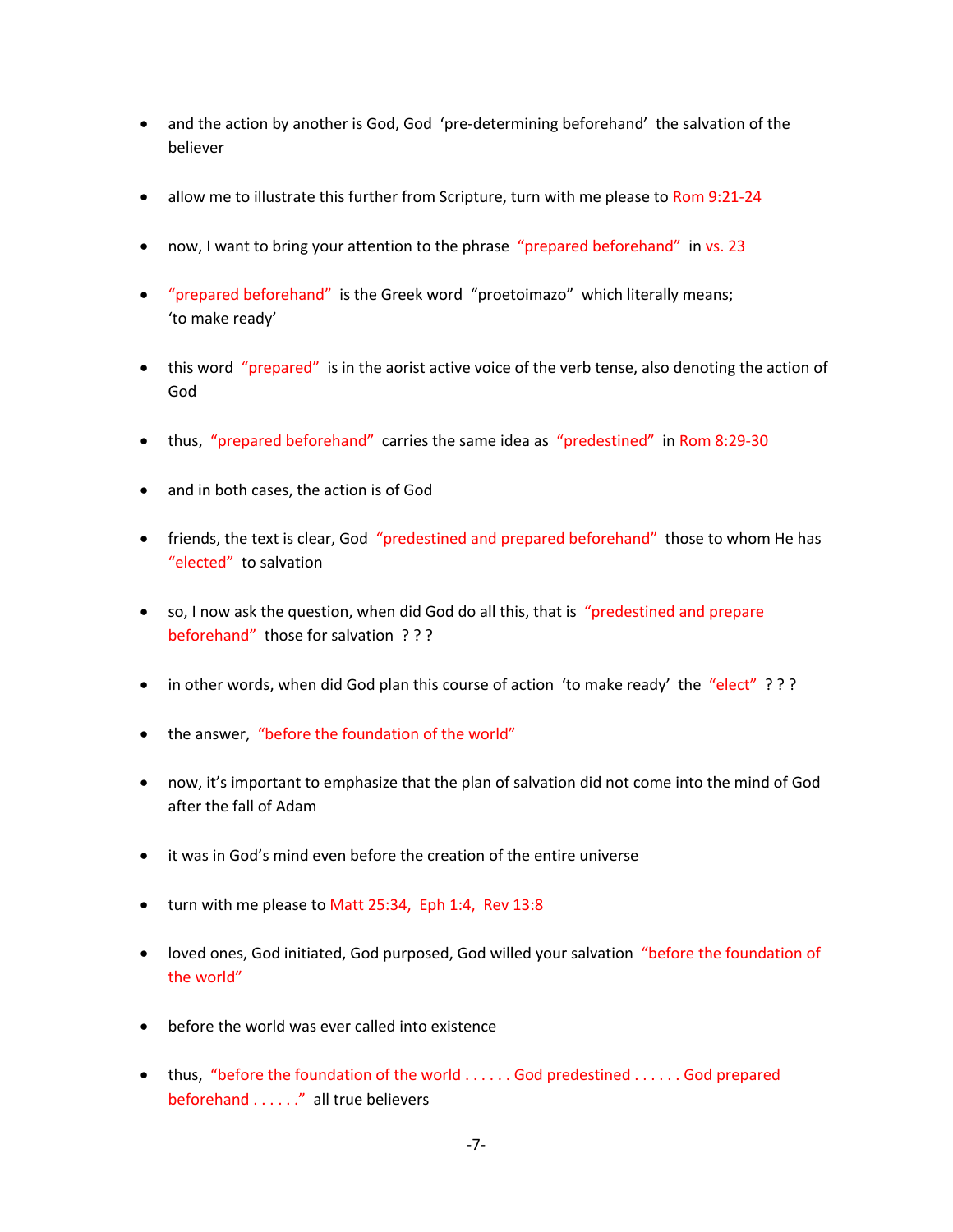- and the action by another is God, God 'pre-determining beforehand' the salvation of the believer

- allow me to illustrate this further from Scripture, turn with me please to Rom 9:21-24

- now, I want to bring your attention to the phrase "prepared beforehand" in vs. 23

- "prepared beforehand" is the Greek word "proetoimazo" which literally means; 'to make ready'

- this word "prepared" is in the aorist active voice of the verb tense, also denoting the action of God

- thus, "prepared beforehand" carries the same idea as "predestined" in Rom 8:29-30

- and in both cases, the action is of God

- friends, the text is clear, God "predestined and prepared beforehand" those to whom He has "elected" to salvation

- so, I now ask the question, when did God do all this, that is "predestined and prepare beforehand" those for salvation ? ? ?

- in other words, when did God plan this course of action 'to make ready' the "elect" ? ? ?

- the answer, "before the foundation of the world"

- now, it's important to emphasize that the plan of salvation did not come into the mind of God after the fall of Adam

- it was in God's mind even before the creation of the entire universe

- turn with me please to Matt 25:34, Eph 1:4, Rev 13:8

- loved ones, God initiated, God purposed, God willed your salvation "before the foundation of the world"

- before the world was ever called into existence

- thus, "before the foundation of the world . . . . . . God predestined . . . . . . God prepared beforehand . . . . . ." all true believers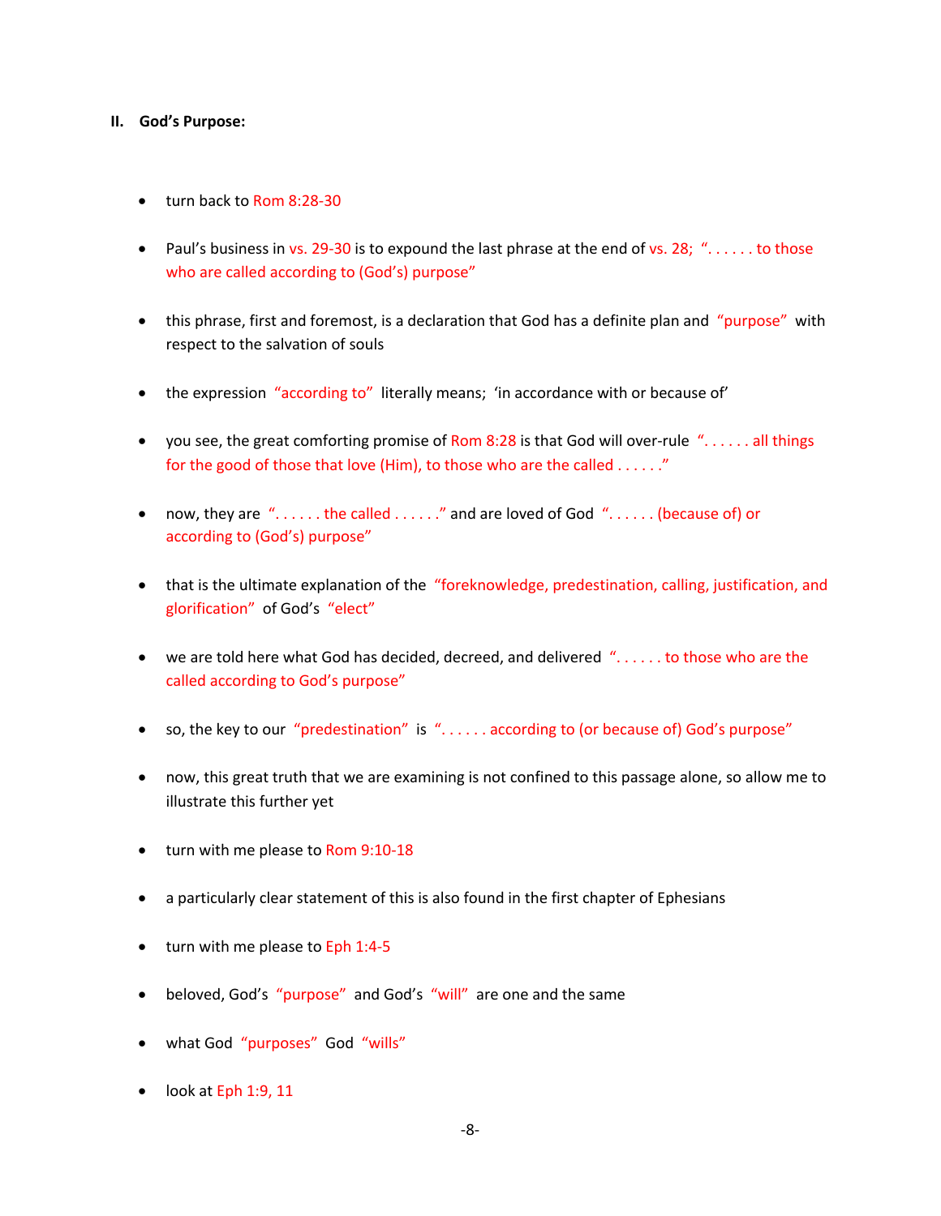## II. God's Purpose:

- turn back to Rom 8:28-30
- Paul's business in vs. 29-30 is to expound the last phrase at the end of vs. 28; ". . . . . . to those who are called according to (God's) purpose"
- this phrase, first and foremost, is a declaration that God has a definite plan and "purpose" with respect to the salvation of souls
- the expression "according to" literally means; 'in accordance with or because of'
- you see, the great comforting promise of Rom 8:28 is that God will over-rule ". . . . . . all things for the good of those that love (Him), to those who are the called . . . . . ."
- now, they are ". . . . . . the called . . . . . ." and are loved of God ". . . . . . (because of) or according to (God's) purpose"
- that is the ultimate explanation of the "foreknowledge, predestination, calling, justification, and glorification" of God's "elect"
- we are told here what God has decided, decreed, and delivered ". . . . . . to those who are the called according to God's purpose"
- so, the key to our "predestination" is ". . . . . . according to (or because of) God's purpose"
- now, this great truth that we are examining is not confined to this passage alone, so allow me to illustrate this further yet
- turn with me please to Rom 9:10-18
- a particularly clear statement of this is also found in the first chapter of Ephesians
- turn with me please to Eph 1:4-5
- beloved, God's "purpose" and God's "will" are one and the same
- what God "purposes" God "wills"
- look at Eph 1:9, 11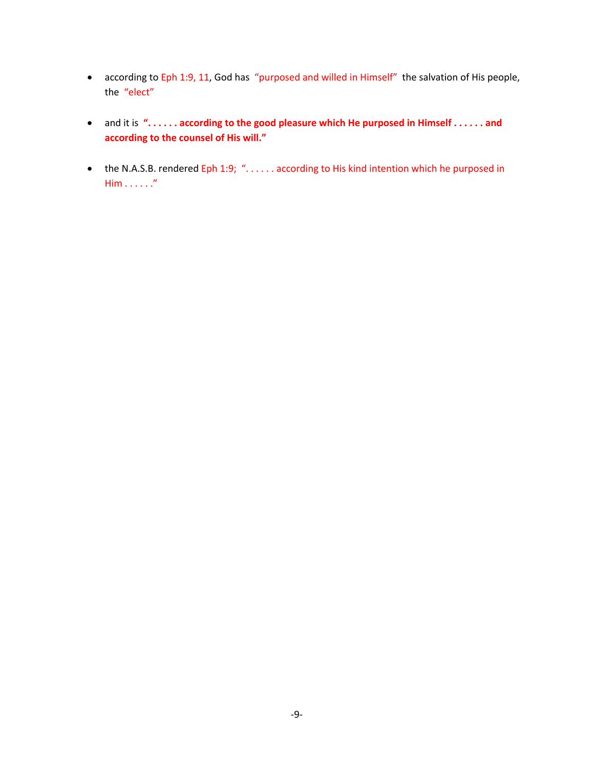- according to Eph 1:9, 11, God has "purposed and willed in Himself" the salvation of His people, the "elect"

- and it is **". . . . . . according to the good pleasure which He purposed in Himself . . . . . . and according to the counsel of His will."**

- the N.A.S.B. rendered Eph 1:9; ". . . . . . according to His kind intention which he purposed in Him . . . . . ."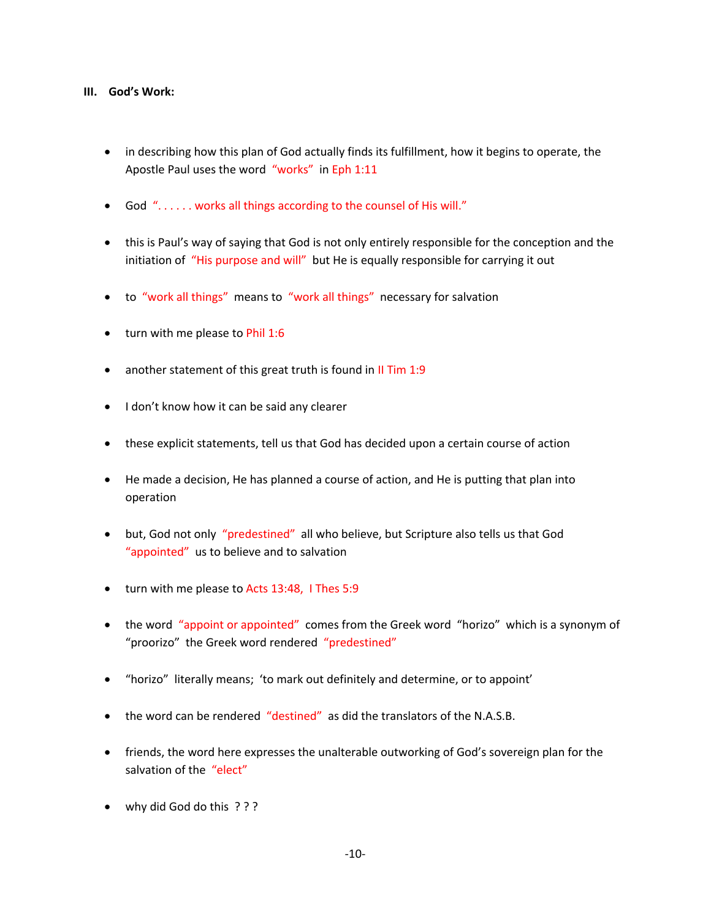**III. God's Work:**

- in describing how this plan of God actually finds its fulfillment, how it begins to operate, the Apostle Paul uses the word "works" in Eph 1:11

- God ". . . . . . works all things according to the counsel of His will."

- this is Paul's way of saying that God is not only entirely responsible for the conception and the initiation of "His purpose and will" but He is equally responsible for carrying it out

- to "work all things" means to "work all things" necessary for salvation

- turn with me please to Phil 1:6

- another statement of this great truth is found in II Tim 1:9

- I don't know how it can be said any clearer

- these explicit statements, tell us that God has decided upon a certain course of action

- He made a decision, He has planned a course of action, and He is putting that plan into operation

- but, God not only "predestined" all who believe, but Scripture also tells us that God "appointed" us to believe and to salvation

- turn with me please to Acts 13:48, I Thes 5:9

- the word "appoint or appointed" comes from the Greek word "horizo" which is a synonym of "proorizo" the Greek word rendered "predestined"

- "horizo" literally means; 'to mark out definitely and determine, or to appoint'

- the word can be rendered "destined" as did the translators of the N.A.S.B.

- friends, the word here expresses the unalterable outworking of God's sovereign plan for the salvation of the "elect"

- why did God do this ? ? ?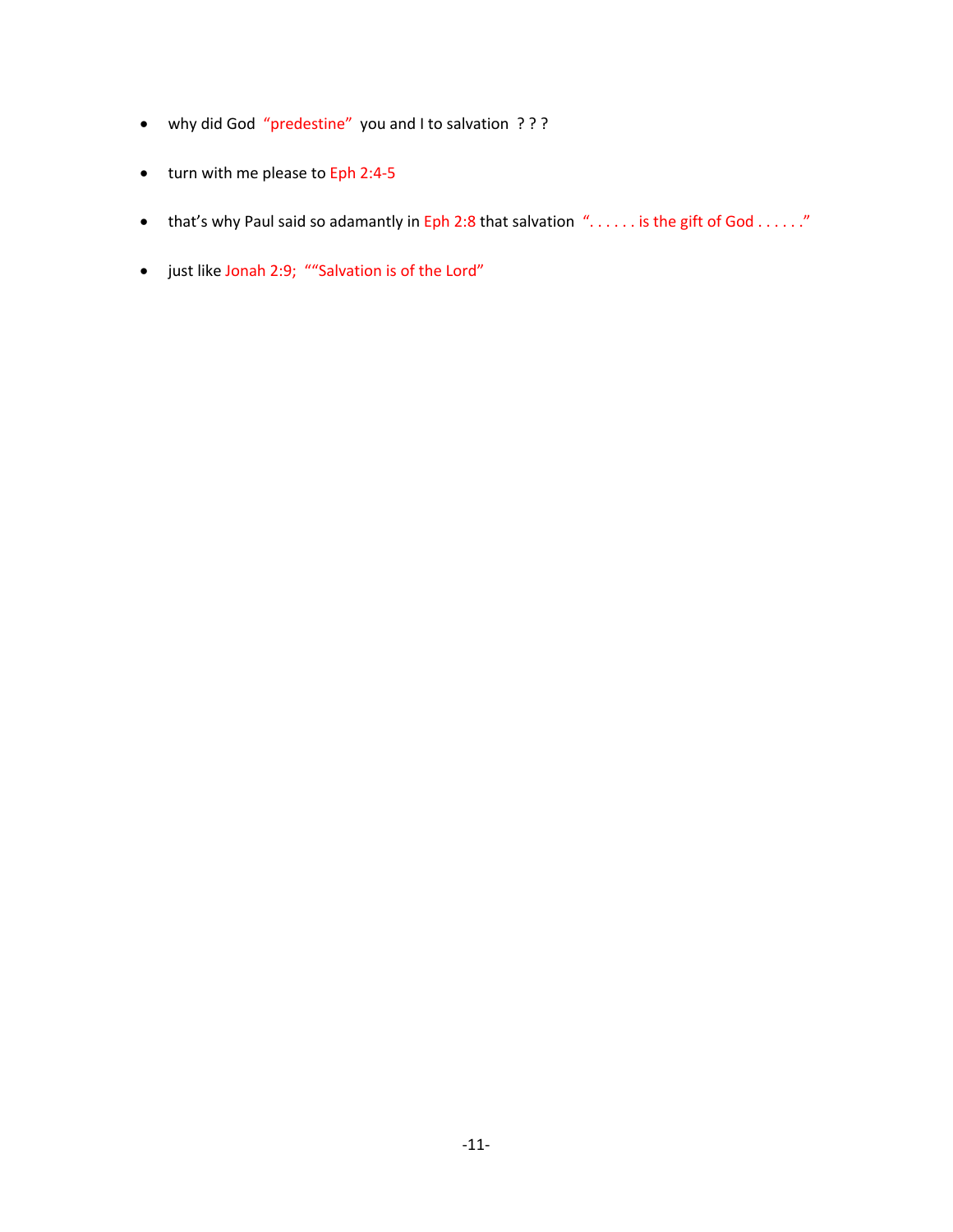- why did God "predestine" you and I to salvation ? ? ?

- turn with me please to Eph 2:4-5

- that's why Paul said so adamantly in Eph 2:8 that salvation ". . . . . . is the gift of God . . . . . ."

- just like Jonah 2:9; ""Salvation is of the Lord"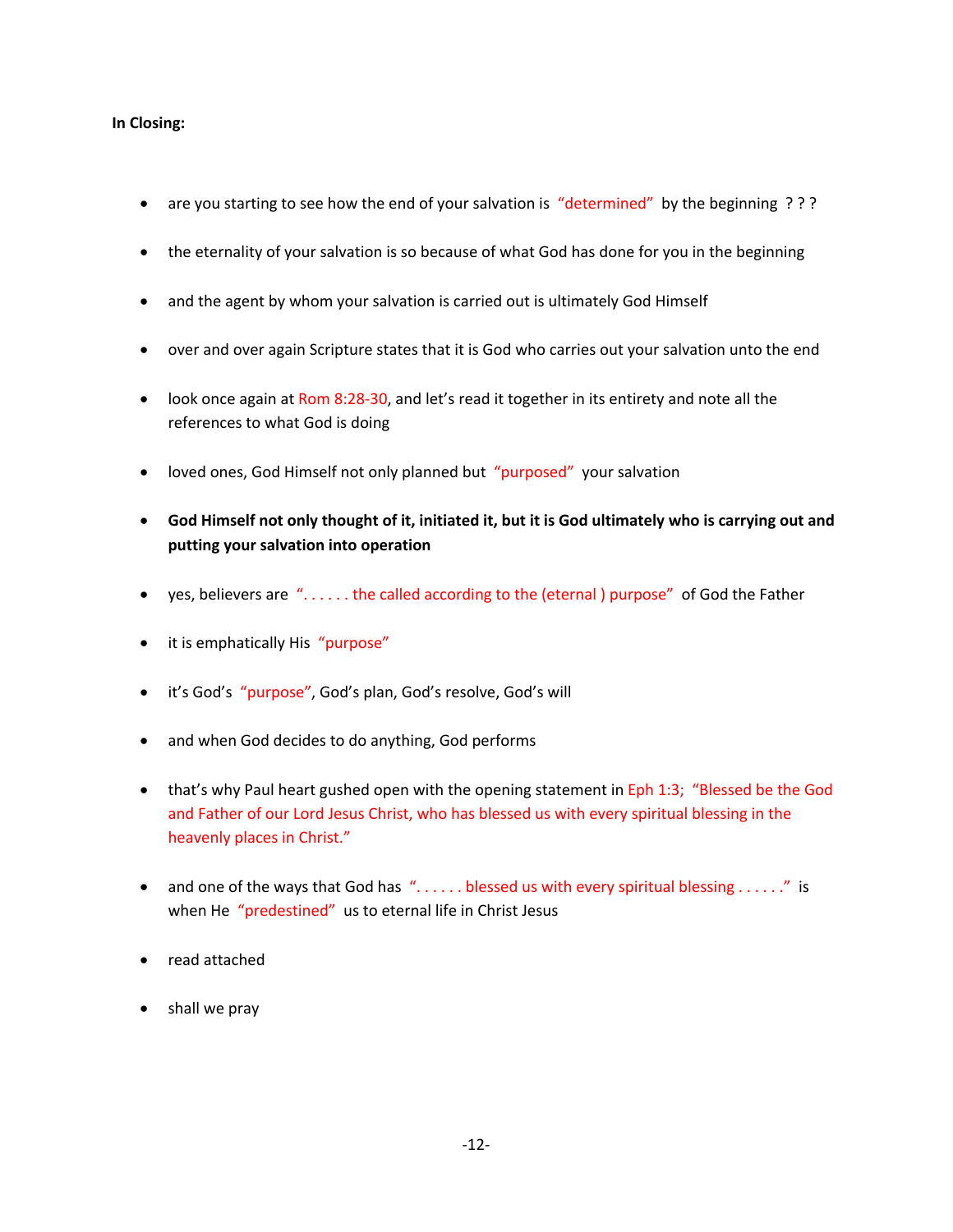**In Closing:**

- are you starting to see how the end of your salvation is "determined" by the beginning ? ? ?
- the eternality of your salvation is so because of what God has done for you in the beginning
- and the agent by whom your salvation is carried out is ultimately God Himself
- over and over again Scripture states that it is God who carries out your salvation unto the end
- look once again at Rom 8:28-30, and let's read it together in its entirety and note all the references to what God is doing
- loved ones, God Himself not only planned but "purposed" your salvation
- **God Himself not only thought of it, initiated it, but it is God ultimately who is carrying out and putting your salvation into operation**
- yes, believers are ". . . . . . the called according to the (eternal ) purpose" of God the Father
- it is emphatically His "purpose"
- it's God's "purpose", God's plan, God's resolve, God's will
- and when God decides to do anything, God performs
- that's why Paul heart gushed open with the opening statement in Eph 1:3; "Blessed be the God and Father of our Lord Jesus Christ, who has blessed us with every spiritual blessing in the heavenly places in Christ."
- and one of the ways that God has ". . . . . . blessed us with every spiritual blessing . . . . . ." is when He "predestined" us to eternal life in Christ Jesus
- read attached
- shall we pray